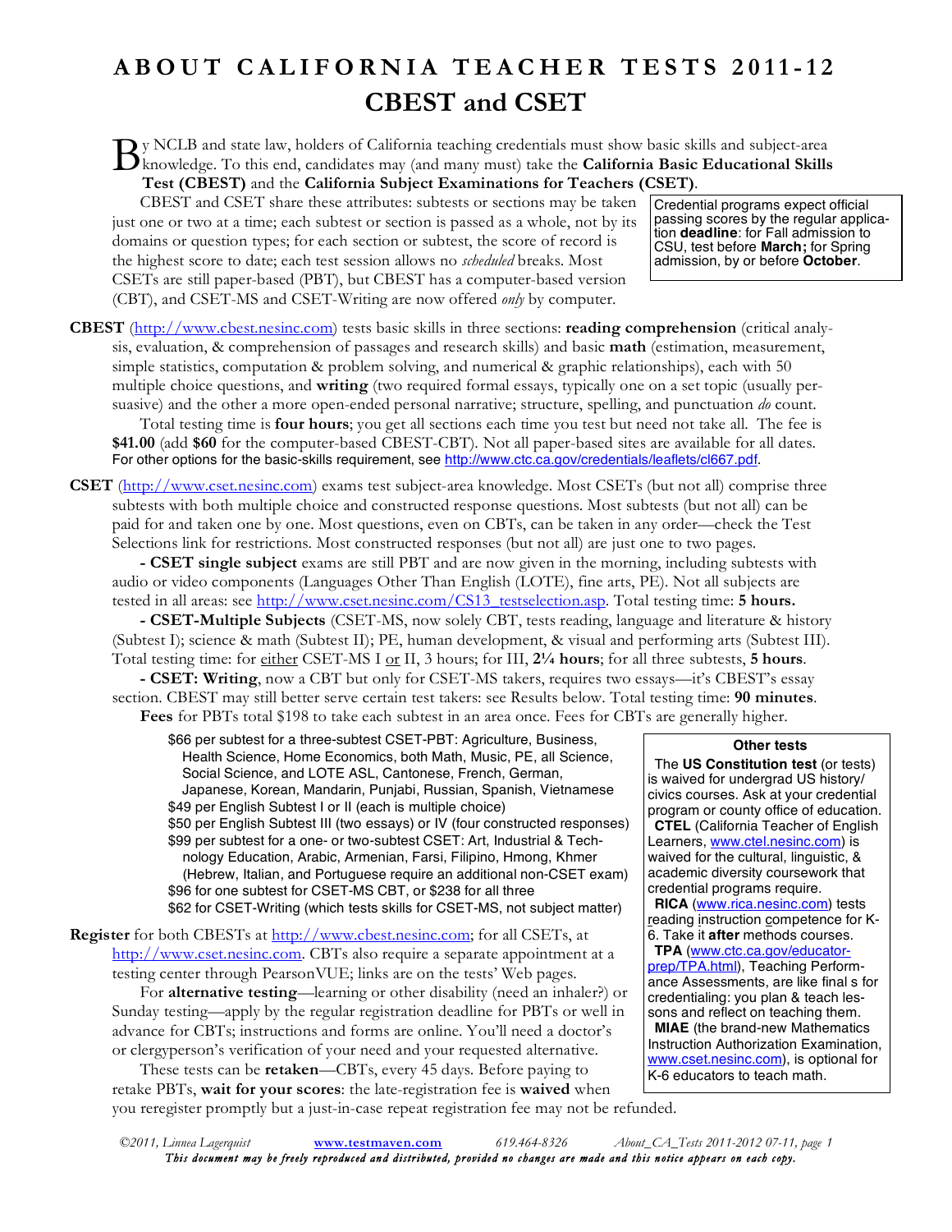# ABOUT CALIFORNIA TEACHER TESTS 2011-12

## CBEST and CSET

By NCLB and state law, holders of California teaching credentials must show basic skills and subject-area knowledge. To this end, candidates may (and many must) take the **California Basic Educational Skills Test (CBEST)** and the **California Subject Examinations for Teachers (CSET)**.

CBEST and CSET share these attributes: subtests or sections may be taken just one or two at a time; each subtest or section is passed as a whole, not by its domains or question types; for each section or subtest, the score of record is the highest score to date; each test session allows no *scheduled* breaks. Most CSETs are still paper-based (PBT), but CBEST has a computer-based version (CBT), and CSET-MS and CSET-Writing are now offered *only* by computer.

> Credential programs expect official passing scores by the regular application **deadline**: for Fall admission to CSU, test before **March;** for Spring admission, by or before **October**.

**CBEST** (http://www.cbest.nesinc.com) tests basic skills in three sections: **reading comprehension** (critical analysis, evaluation, & comprehension of passages and research skills) and basic **math** (estimation, measurement, simple statistics, computation & problem solving, and numerical & graphic relationships), each with 50 multiple choice questions, and **writing** (two required formal essays, typically one on a set topic (usually persuasive) and the other a more open-ended personal narrative; structure, spelling, and punctuation *do* count.

Total testing time is **four hours**; you get all sections each time you test but need not take all. The fee is **$41.00** (add **$60** for the computer-based CBEST-CBT). Not all paper-based sites are available for all dates. For other options for the basic-skills requirement, see http://www.ctc.ca.gov/credentials/leaflets/cl667.pdf.

**CSET** (http://www.cset.nesinc.com) exams test subject-area knowledge. Most CSETs (but not all) comprise three subtests with both multiple choice and constructed response questions. Most subtests (but not all) can be paid for and taken one by one. Most questions, even on CBTs, can be taken in any order—check the Test Selections link for restrictions. Most constructed responses (but not all) are just one to two pages.

**- CSET single subject** exams are still PBT and are now given in the morning, including subtests with audio or video components (Languages Other Than English (LOTE), fine arts, PE). Not all subjects are tested in all areas: see http://www.cset.nesinc.com/CS13_testselection.asp. Total testing time: **5 hours.**

**- CSET-Multiple Subjects** (CSET-MS, now solely CBT, tests reading, language and literature & history (Subtest I); science & math (Subtest II); PE, human development, & visual and performing arts (Subtest III). Total testing time: for either CSET-MS I or II, 3 hours; for III, **2¼ hours**; for all three subtests, **5 hours**.

**- CSET: Writing**, now a CBT but only for CSET-MS takers, requires two essays—it's CBEST's essay section. CBEST may still better serve certain test takers: see Results below. Total testing time: **90 minutes**.

**Fees** for PBTs total $198 to take each subtest in an area once. Fees for CBTs are generally higher.

- $66 per subtest for a three-subtest CSET-PBT: Agriculture, Business, Health Science, Home Economics, both Math, Music, PE, all Science, Social Science, and LOTE ASL, Cantonese, French, German, Japanese, Korean, Mandarin, Punjabi, Russian, Spanish, Vietnamese
- $49 per English Subtest I or II (each is multiple choice)
- $50 per English Subtest III (two essays) or IV (four constructed responses)
- $99 per subtest for a one- or two-subtest CSET: Art, Industrial & Technology Education, Arabic, Armenian, Farsi, Filipino, Hmong, Khmer (Hebrew, Italian, and Portuguese require an additional non-CSET exam)
- $96 for one subtest for CSET-MS CBT, or $238 for all three
- $62 for CSET-Writing (which tests skills for CSET-MS, not subject matter)

**Register** for both CBESTs at http://www.cbest.nesinc.com; for all CSETs, at http://www.cset.nesinc.com. CBTs also require a separate appointment at a testing center through PearsonVUE; links are on the tests' Web pages.

For **alternative testing**—learning or other disability (need an inhaler?) or Sunday testing—apply by the regular registration deadline for PBTs or well in advance for CBTs; instructions and forms are online. You'll need a doctor's or clergyperson's verification of your need and your requested alternative.

These tests can be **retaken**—CBTs, every 45 days. Before paying to retake PBTs, **wait for your scores**: the late-registration fee is **waived** when you reregister promptly but a just-in-case repeat registration fee may not be refunded.

> **Other tests**
>
> The **US Constitution test** (or tests) is waived for undergrad US history/civics courses. Ask at your credential program or county office of education.
>
> **CTEL** (California Teacher of English Learners, www.ctel.nesinc.com) is waived for the cultural, linguistic, & academic diversity coursework that credential programs require.
>
> **RICA** (www.rica.nesinc.com) tests reading instruction competence for K-6. Take it **after** methods courses.
>
> **TPA** (www.ctc.ca.gov/educator-prep/TPA.html), Teaching Performance Assessments, are like final s for credentialing: you plan & teach lessons and reflect on teaching them.
>
> **MIAE** (the brand-new Mathematics Instruction Authorization Examination, www.cset.nesinc.com), is optional for K-6 educators to teach math.

*©2011, Linnea Lagerquist* www.testmaven.com 619.464-8326 *About_CA_Tests 2011-2012 07-11*

*This document may be freely reproduced and distributed, provided no changes are made and this notice appears on each copy.*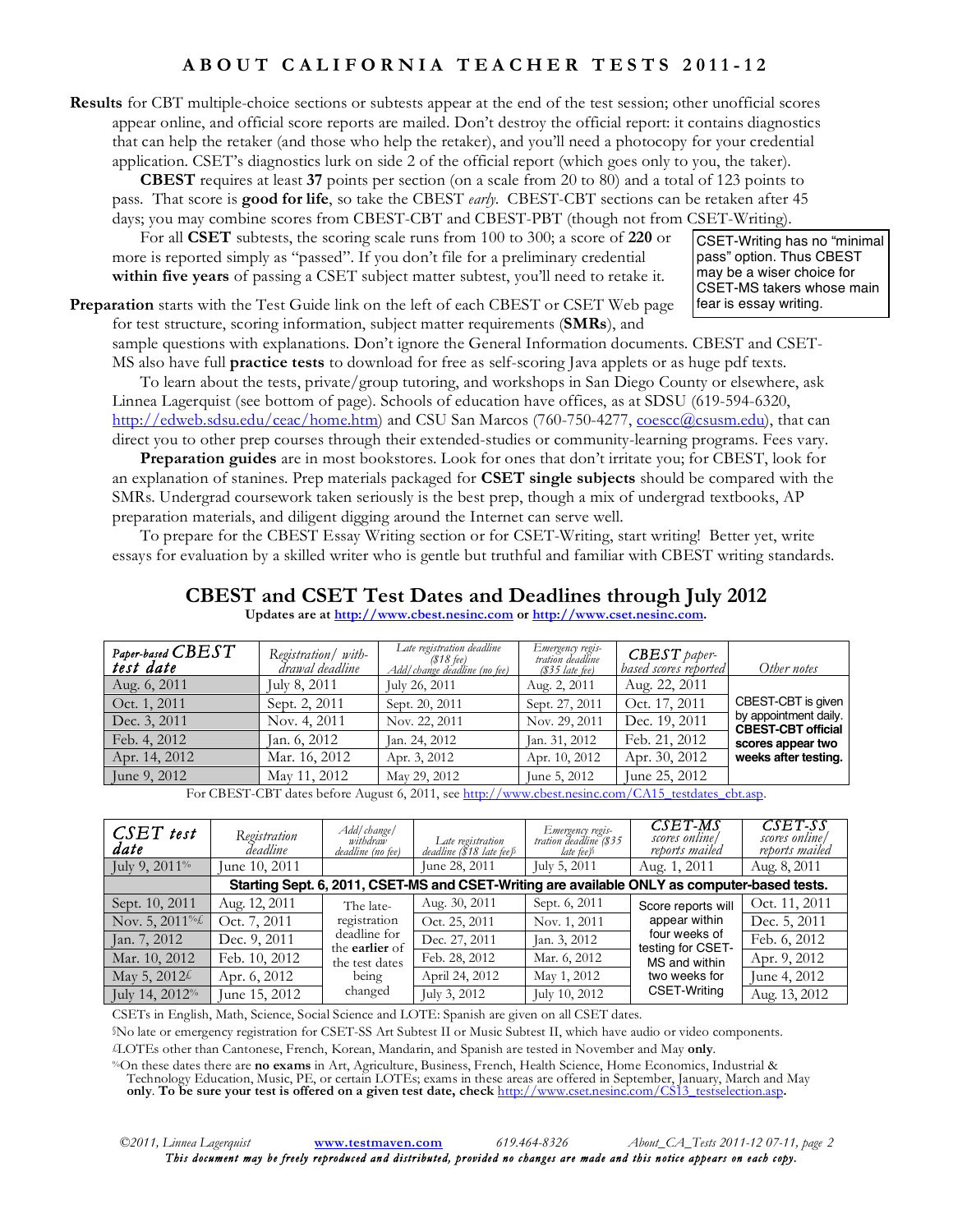## ABOUT CALIFORNIA TEACHER TESTS 2011-12

**Results** for CBT multiple-choice sections or subtests appear at the end of the test session; other unofficial scores appear online, and official score reports are mailed. Don't destroy the official report: it contains diagnostics that can help the retaker (and those who help the retaker), and you'll need a photocopy for your credential application. CSET's diagnostics lurk on side 2 of the official report (which goes only to you, the taker).

**CBEST** requires at least **37** points per section (on a scale from 20 to 80) and a total of 123 points to pass. That score is **good for life**, so take the CBEST *early*. CBEST-CBT sections can be retaken after 45 days; you may combine scores from CBEST-CBT and CBEST-PBT (though not from CSET-Writing).

For all **CSET** subtests, the scoring scale runs from 100 to 300; a score of **220** or more is reported simply as "passed". If you don't file for a preliminary credential **within five years** of passing a CSET subject matter subtest, you'll need to retake it.

> CSET-Writing has no "minimal pass" option. Thus CBEST may be a wiser choice for CSET-MS takers whose main fear is essay writing.

**Preparation** starts with the Test Guide link on the left of each CBEST or CSET Web page for test structure, scoring information, subject matter requirements (**SMRs**), and sample questions with explanations. Don't ignore the General Information documents. CBEST and CSET-MS also have full **practice tests** to download for free as self-scoring Java applets or as huge pdf texts.

To learn about the tests, private/group tutoring, and workshops in San Diego County or elsewhere, ask Linnea Lagerquist (see bottom of page). Schools of education have offices, as at SDSU (619-594-6320, http://edweb.sdsu.edu/ceac/home.htm) and CSU San Marcos (760-750-4277, coescc@csusm.edu), that can direct you to other prep courses through their extended-studies or community-learning programs. Fees vary.

**Preparation guides** are in most bookstores. Look for ones that don't irritate you; for CBEST, look for an explanation of stanines. Prep materials packaged for **CSET single subjects** should be compared with the SMRs. Undergrad coursework taken seriously is the best prep, though a mix of undergrad textbooks, AP preparation materials, and diligent digging around the Internet can serve well.

To prepare for the CBEST Essay Writing section or for CSET-Writing, start writing! Better yet, write essays for evaluation by a skilled writer who is gentle but truthful and familiar with CBEST writing standards.

## CBEST and CSET Test Dates and Deadlines through July 2012

**Updates are at http://www.cbest.nesinc.com or http://www.cset.nesinc.com.**

| *Paper-based* CBEST test date | Registration/ withdrawal deadline | Late registration deadline ($18 fee) Add/change deadline (no fee) | Emergency registration deadline ($35 late fee) | CBEST paper-based scores reported | Other notes |
|---|---|---|---|---|---|
| Aug. 6, 2011 | July 8, 2011 | July 26, 2011 | Aug. 2, 2011 | Aug. 22, 2011 | CBEST-CBT is given by appointment daily. **CBEST-CBT official scores appear two weeks after testing.** |
| Oct. 1, 2011 | Sept. 2, 2011 | Sept. 20, 2011 | Sept. 27, 2011 | Oct. 17, 2011 | |
| Dec. 3, 2011 | Nov. 4, 2011 | Nov. 22, 2011 | Nov. 29, 2011 | Dec. 19, 2011 | |
| Feb. 4, 2012 | Jan. 6, 2012 | Jan. 24, 2012 | Jan. 31, 2012 | Feb. 21, 2012 | |
| Apr. 14, 2012 | Mar. 16, 2012 | Apr. 3, 2012 | Apr. 10, 2012 | Apr. 30, 2012 | |
| June 9, 2012 | May 11, 2012 | May 29, 2012 | June 5, 2012 | June 25, 2012 | |

For CBEST-CBT dates before August 6, 2011, see http://www.cbest.nesinc.com/CA15_testdates_cbt.asp.

| CSET test date | Registration deadline | Add/change/ withdraw deadline (no fee) | Late registration deadline ($18 late fee)§ | Emergency registration deadline ($35 late fee)§ | CSET-MS scores online/ reports mailed | CSET-SS scores online/ reports mailed |
|---|---|---|---|---|---|---|
| July 9, 2011% | June 10, 2011 | | June 28, 2011 | July 5, 2011 | Aug. 1, 2011 | Aug. 8, 2011 |
| | **Starting Sept. 6, 2011, CSET-MS and CSET-Writing are available ONLY as computer-based tests.** | | | | | |
| Sept. 10, 2011 | Aug. 12, 2011 | The late-registration deadline for the **earlier** of the test dates being changed | Aug. 30, 2011 | Sept. 6, 2011 | Score reports will appear within four weeks of testing for CSET-MS and within two weeks for CSET-Writing | Oct. 11, 2011 |
| Nov. 5, 2011%£ | Oct. 7, 2011 | | Oct. 25, 2011 | Nov. 1, 2011 | | Dec. 5, 2011 |
| Jan. 7, 2012 | Dec. 9, 2011 | | Dec. 27, 2011 | Jan. 3, 2012 | | Feb. 6, 2012 |
| Mar. 10, 2012 | Feb. 10, 2012 | | Feb. 28, 2012 | Mar. 6, 2012 | | Apr. 9, 2012 |
| May 5, 2012£ | Apr. 6, 2012 | | April 24, 2012 | May 1, 2012 | | June 4, 2012 |
| July 14, 2012% | June 15, 2012 | | July 3, 2012 | July 10, 2012 | | Aug. 13, 2012 |

CSETs in English, Math, Science, Social Science and LOTE: Spanish are given on all CSET dates.

§No late or emergency registration for CSET-SS Art Subtest II or Music Subtest II, which have audio or video components.

£LOTEs other than Cantonese, French, Korean, Mandarin, and Spanish are tested in November and May **only**.

%On these dates there are **no exams** in Art, Agriculture, Business, French, Health Science, Home Economics, Industrial & Technology Education, Music, PE, or certain LOTEs; exams in these areas are offered in September, January, March and May **only**. **To be sure your test is offered on a given test date, check http://www.cset.nesinc.com/CS13_testselection.asp.**

*©2011, Linnea Lagerquist* www.testmaven.com 619.464-8326 *About_CA_Tests 2011-12 07-11*

*This document may be freely reproduced and distributed, provided no changes are made and this notice appears on each copy.*